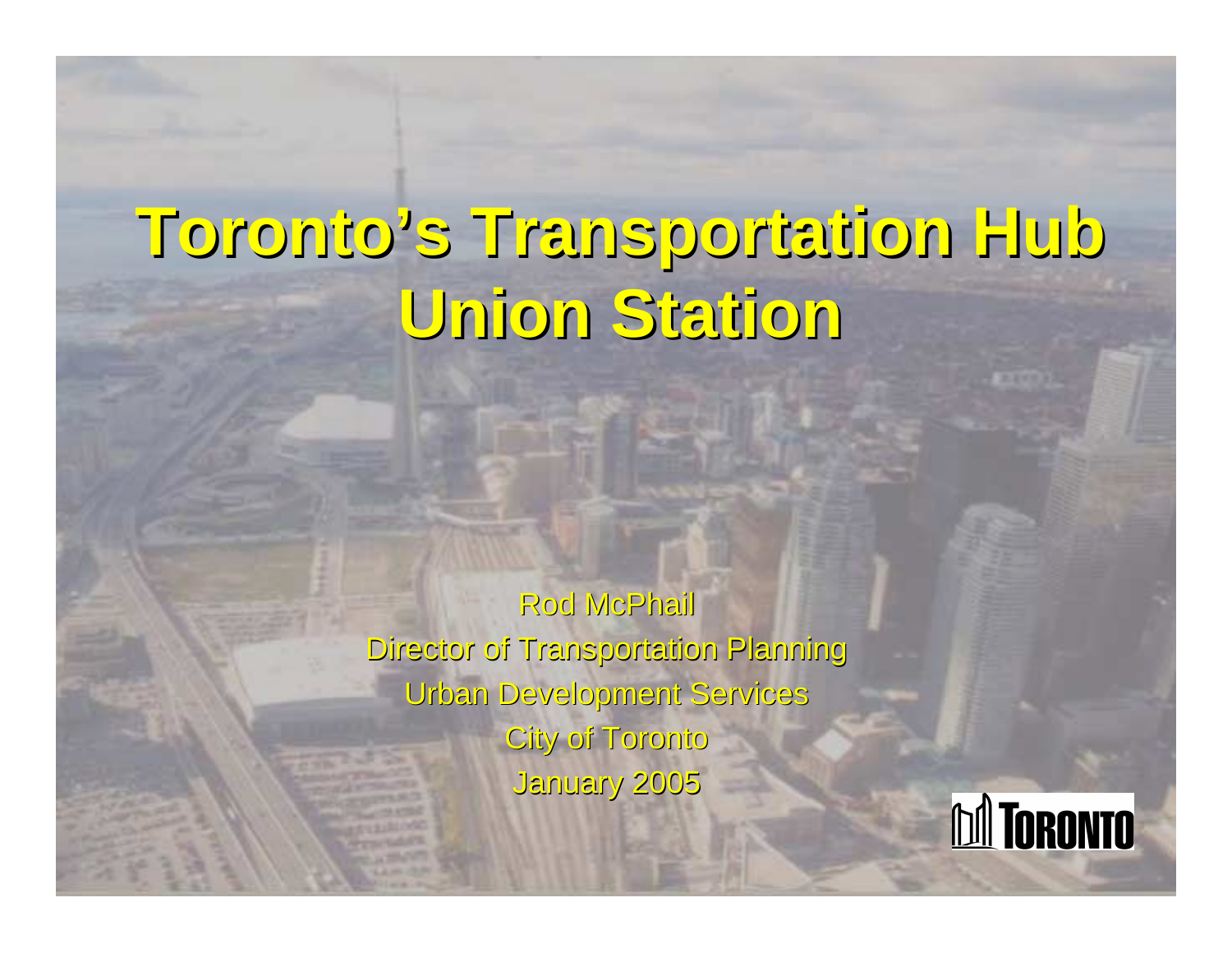# Toronto's Transportation Hub
# Union Station

Rod McPhail

Director of Transportation Planning

Urban Development Services

City of Toronto

January 2005

TORONTO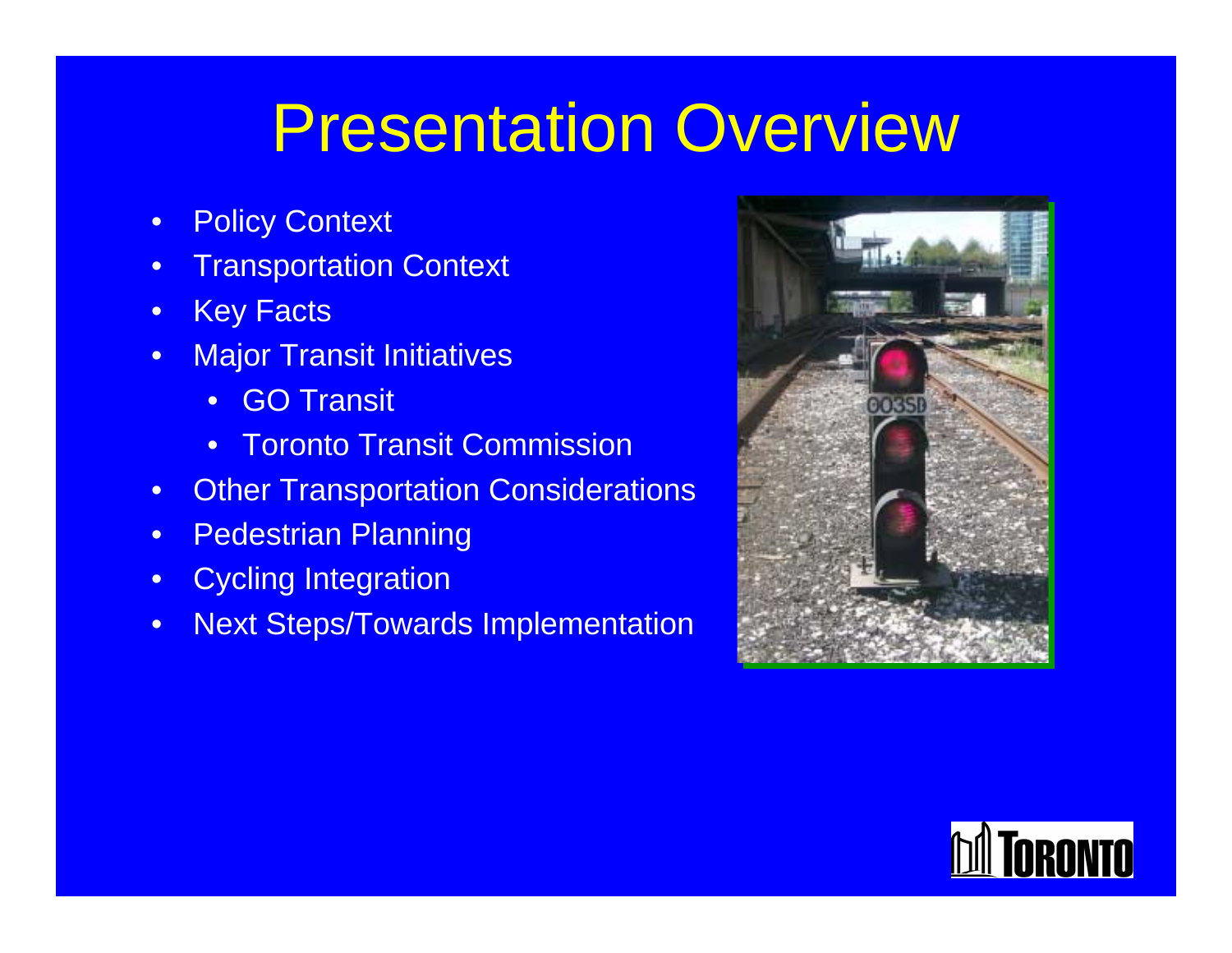# Presentation Overview

- Policy Context
- Transportation Context
- Key Facts
- Major Transit Initiatives
  - GO Transit
  - Toronto Transit Commission
- Other Transportation Considerations
- Pedestrian Planning
- Cycling Integration
- Next Steps/Towards Implementation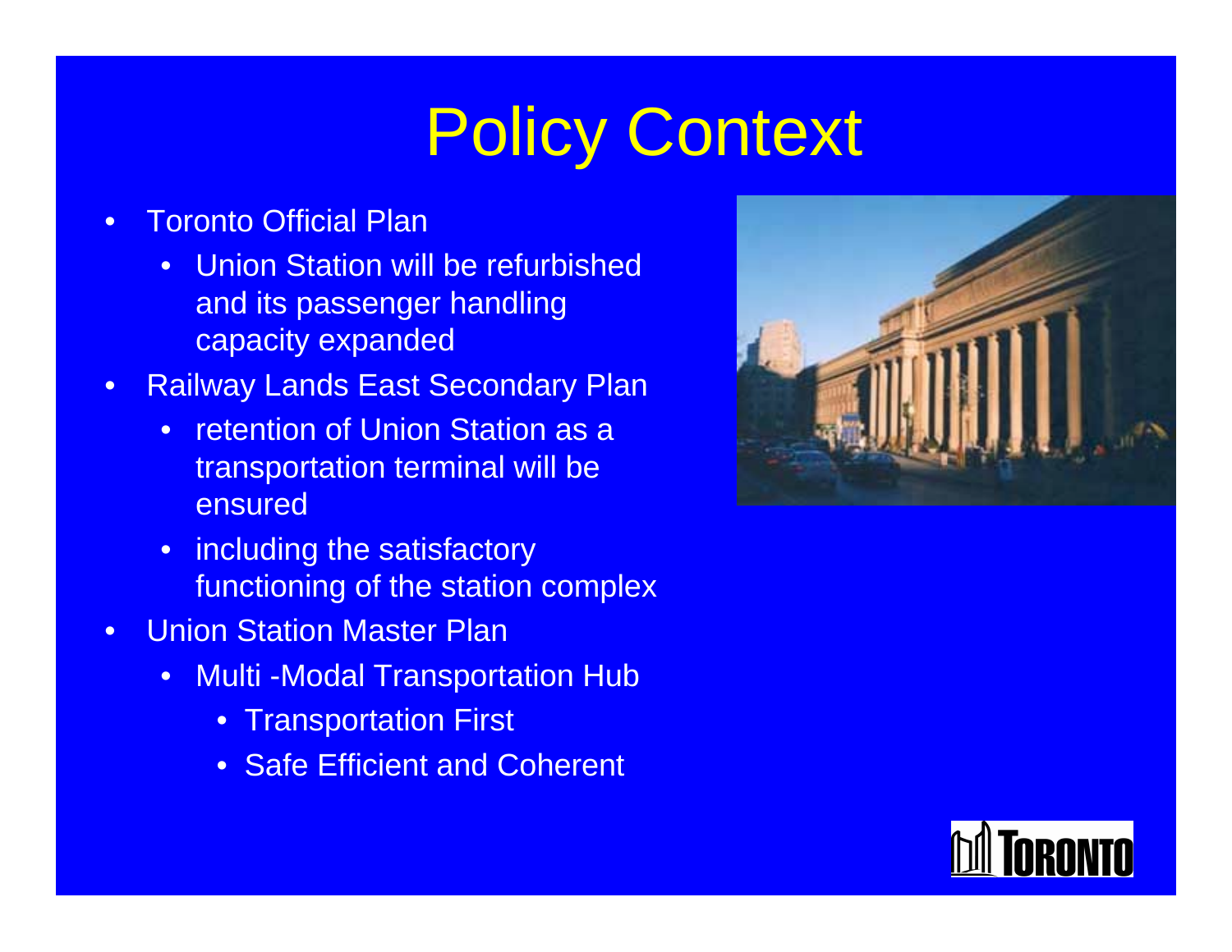# Policy Context

- Toronto Official Plan
  - Union Station will be refurbished and its passenger handling capacity expanded
- Railway Lands East Secondary Plan
  - retention of Union Station as a transportation terminal will be ensured
  - including the satisfactory functioning of the station complex
- Union Station Master Plan
  - Multi -Modal Transportation Hub
    - Transportation First
    - Safe Efficient and Coherent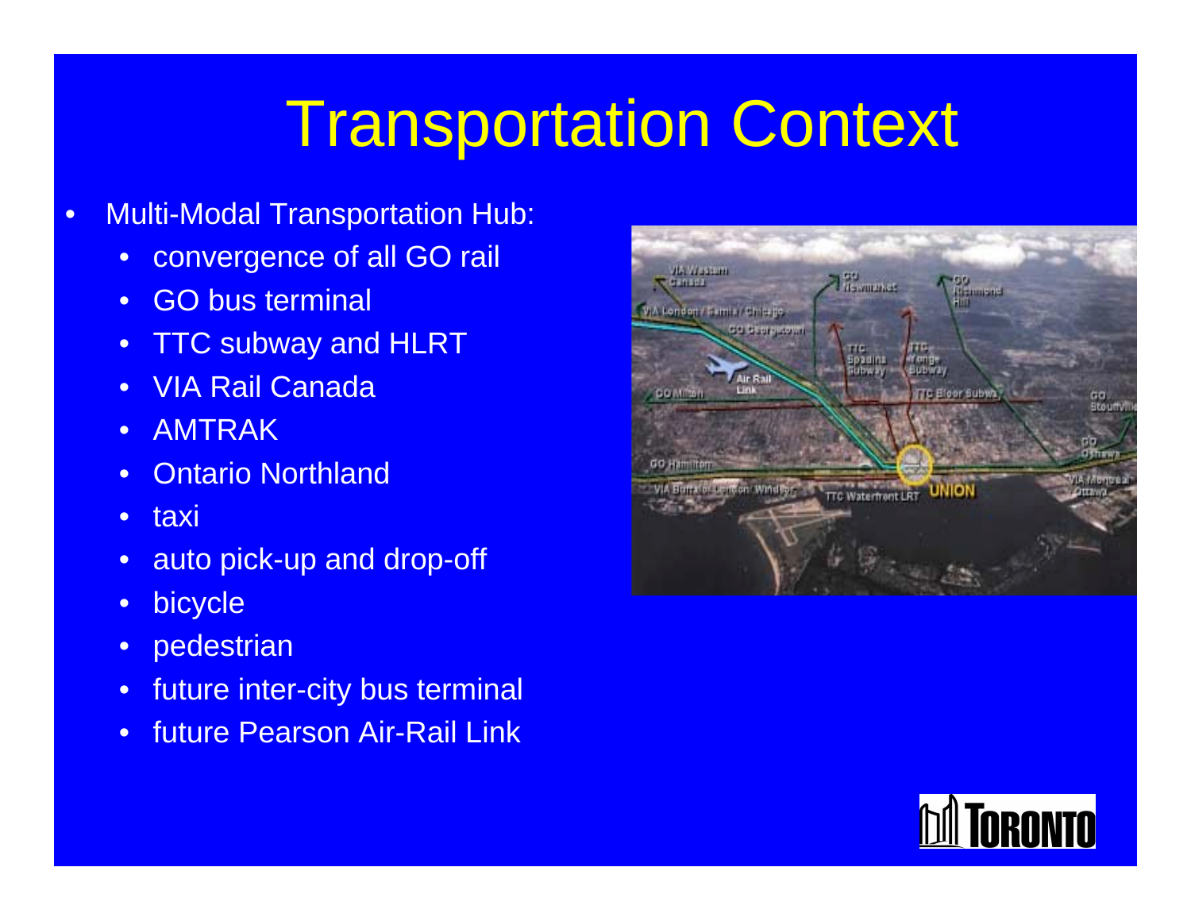# Transportation Context

- Multi-Modal Transportation Hub:
  - convergence of all GO rail
  - GO bus terminal
  - TTC subway and HLRT
  - VIA Rail Canada
  - AMTRAK
  - Ontario Northland
  - taxi
  - auto pick-up and drop-off
  - bicycle
  - pedestrian
  - future inter-city bus terminal
  - future Pearson Air-Rail Link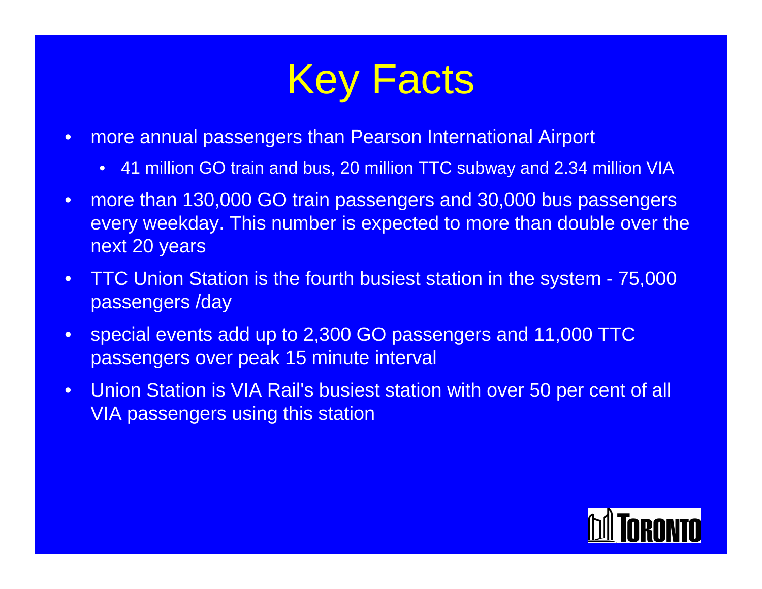# Key Facts

- more annual passengers than Pearson International Airport
  - 41 million GO train and bus, 20 million TTC subway and 2.34 million VIA
- more than 130,000 GO train passengers and 30,000 bus passengers every weekday. This number is expected to more than double over the next 20 years
- TTC Union Station is the fourth busiest station in the system - 75,000 passengers /day
- special events add up to 2,300 GO passengers and 11,000 TTC passengers over peak 15 minute interval
- Union Station is VIA Rail's busiest station with over 50 per cent of all VIA passengers using this station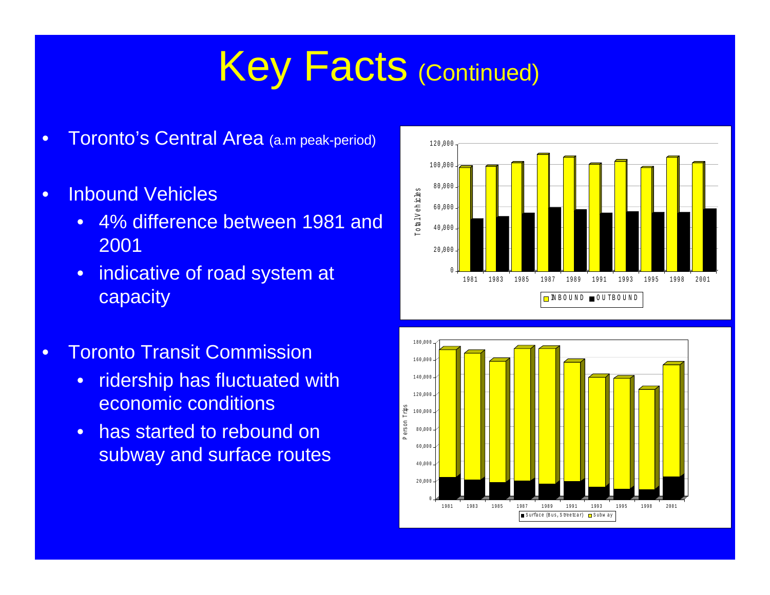# Key Facts (Continued)

- Toronto's Central Area (a.m peak-period)
- Inbound Vehicles
  - 4% difference between 1981 and 2001
  - indicative of road system at capacity
- Toronto Transit Commission
  - ridership has fluctuated with economic conditions
  - has started to rebound on subway and surface routes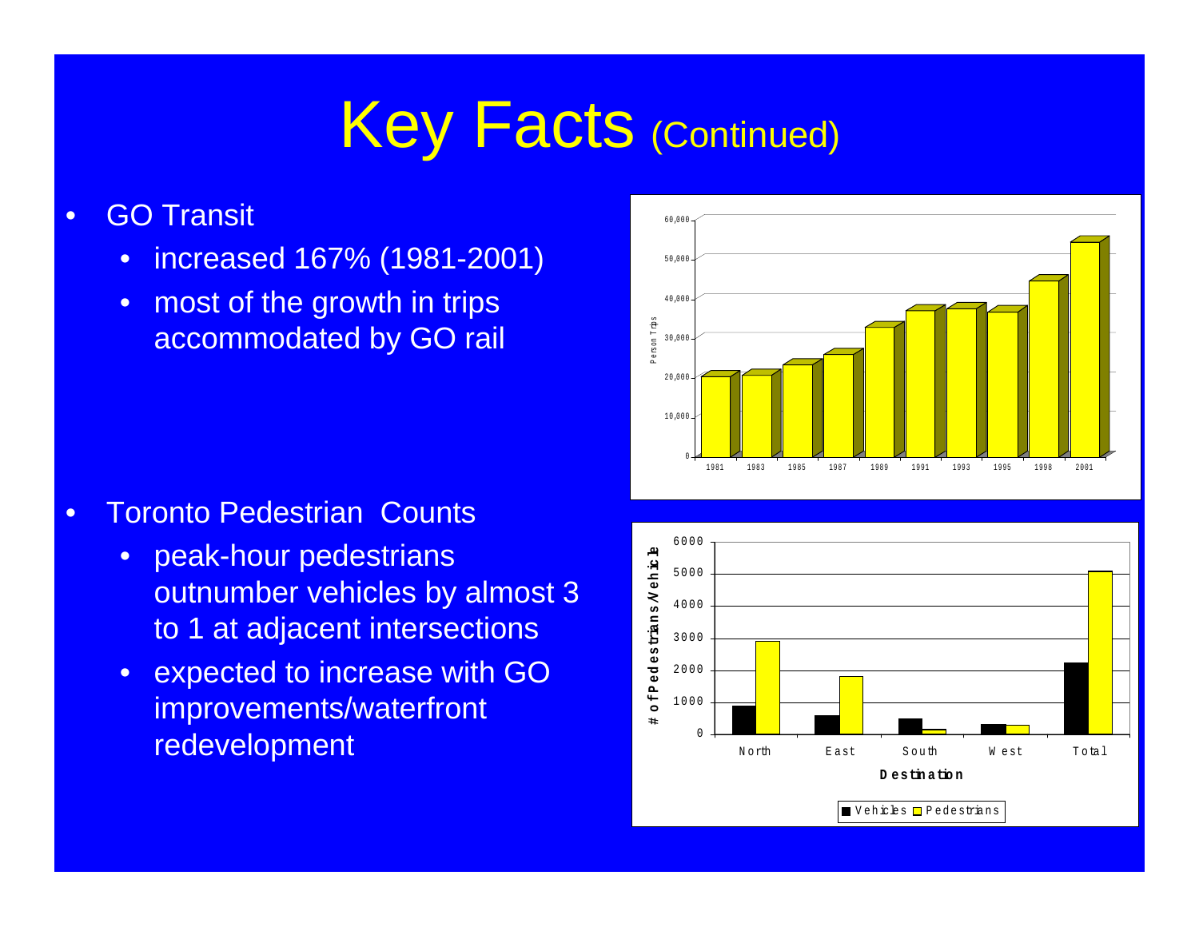# Key Facts (Continued)

- GO Transit
  - increased 167% (1981-2001)
  - most of the growth in trips accommodated by GO rail

- Toronto Pedestrian Counts
  - peak-hour pedestrians outnumber vehicles by almost 3 to 1 at adjacent intersections
  - expected to increase with GO improvements/waterfront redevelopment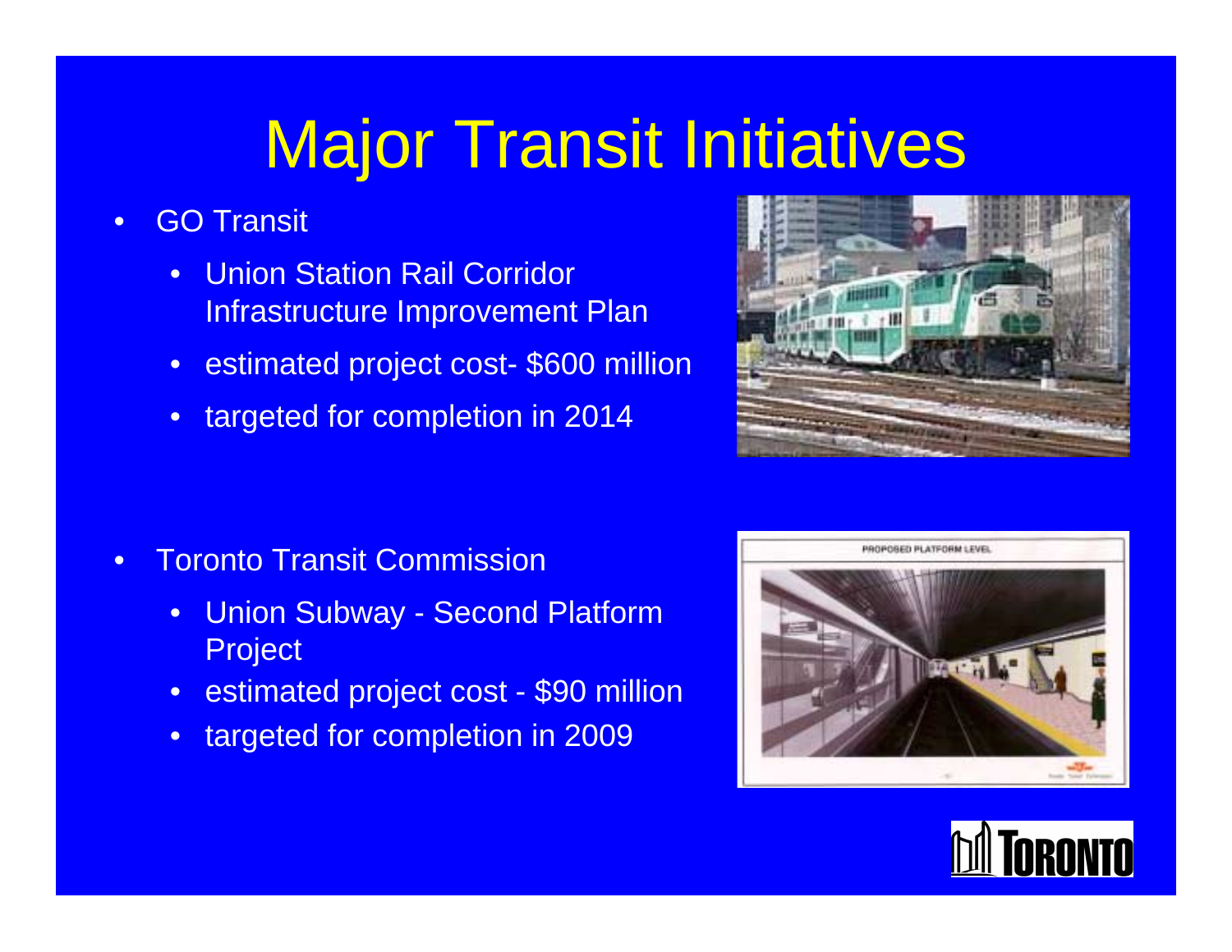# Major Transit Initiatives

- GO Transit
  - Union Station Rail Corridor Infrastructure Improvement Plan
  - estimated project cost- $600 million
  - targeted for completion in 2014

- Toronto Transit Commission
  - Union Subway - Second Platform Project
  - estimated project cost - $90 million
  - targeted for completion in 2009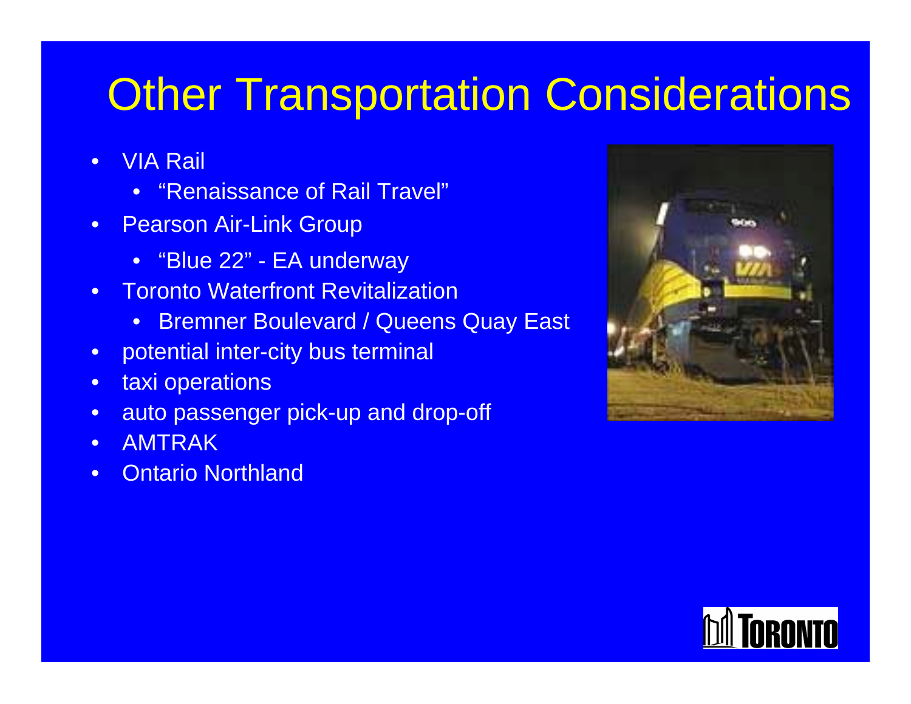# Other Transportation Considerations

- VIA Rail
  - “Renaissance of Rail Travel”
- Pearson Air-Link Group
  - “Blue 22” - EA underway
- Toronto Waterfront Revitalization
  - Bremner Boulevard / Queens Quay East
- potential inter-city bus terminal
- taxi operations
- auto passenger pick-up and drop-off
- AMTRAK
- Ontario Northland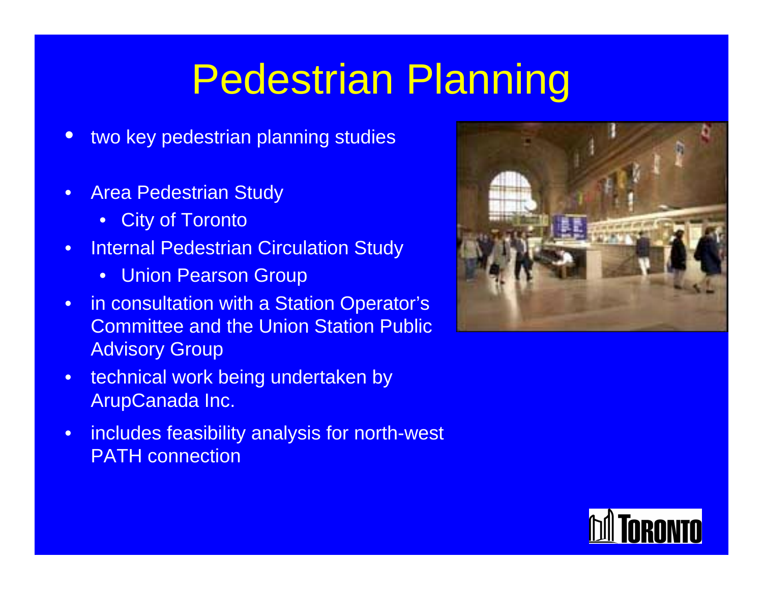# Pedestrian Planning

- two key pedestrian planning studies
- Area Pedestrian Study
  - City of Toronto
- Internal Pedestrian Circulation Study
  - Union Pearson Group
- in consultation with a Station Operator's Committee and the Union Station Public Advisory Group
- technical work being undertaken by ArupCanada Inc.
- includes feasibility analysis for north-west PATH connection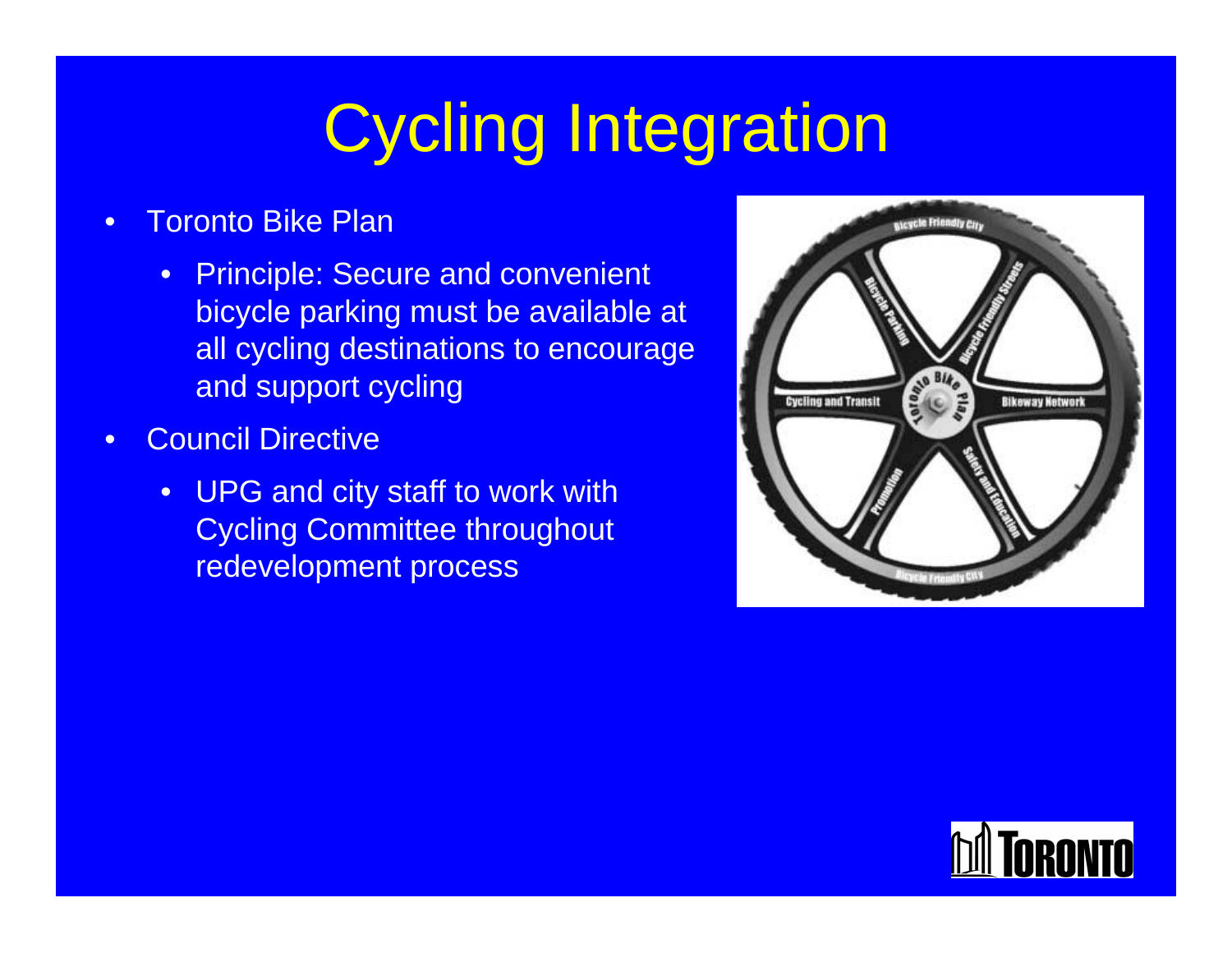# Cycling Integration

- Toronto Bike Plan
  - Principle: Secure and convenient bicycle parking must be available at all cycling destinations to encourage and support cycling
- Council Directive
  - UPG and city staff to work with Cycling Committee throughout redevelopment process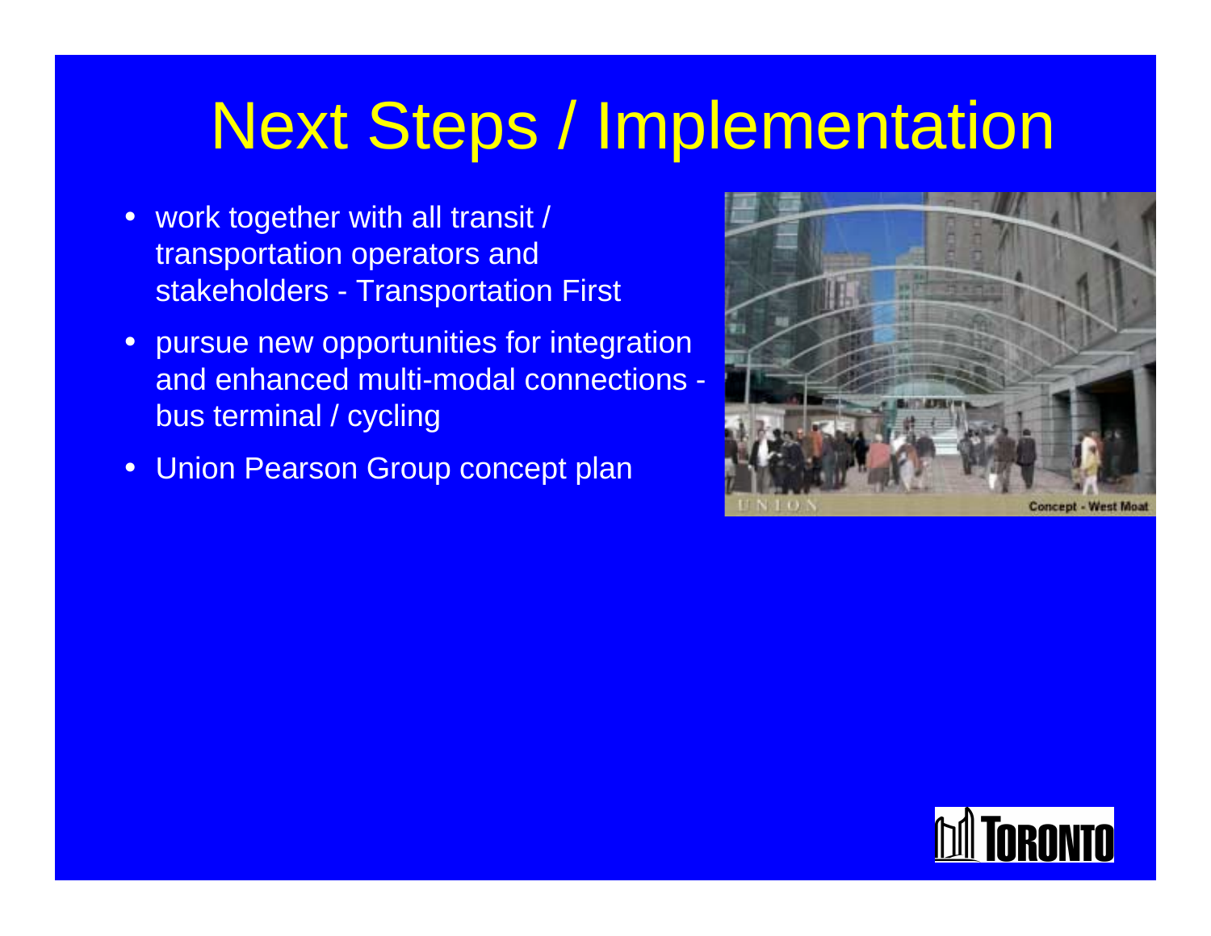# Next Steps / Implementation

- work together with all transit / transportation operators and stakeholders - Transportation First
- pursue new opportunities for integration and enhanced multi-modal connections - bus terminal / cycling
- Union Pearson Group concept plan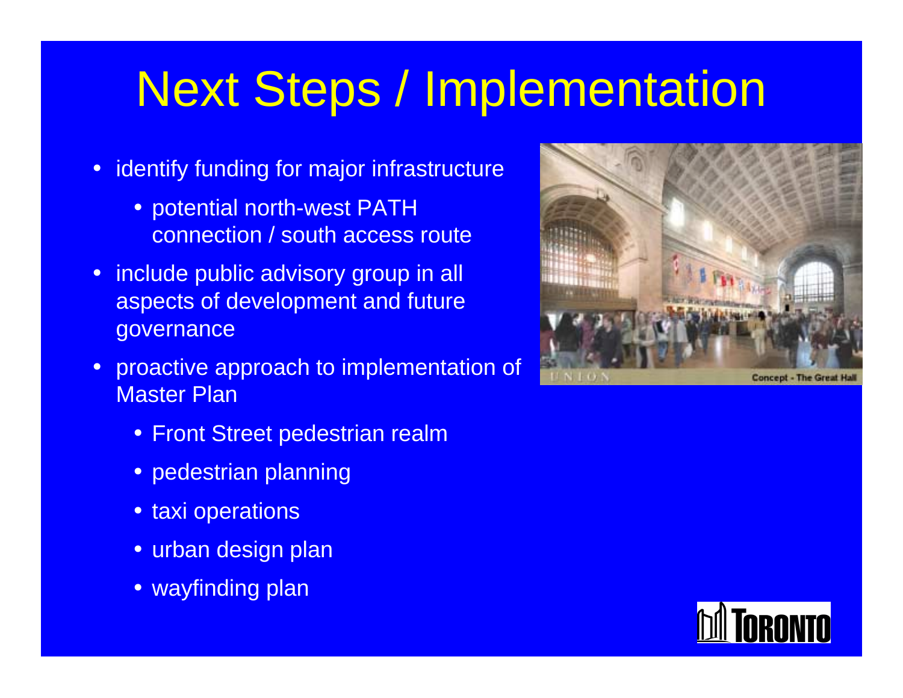# Next Steps / Implementation

- identify funding for major infrastructure
  - potential north-west PATH connection / south access route
- include public advisory group in all aspects of development and future governance
- proactive approach to implementation of Master Plan
  - Front Street pedestrian realm
  - pedestrian planning
  - taxi operations
  - urban design plan
  - wayfinding plan

Concept - The Great Hall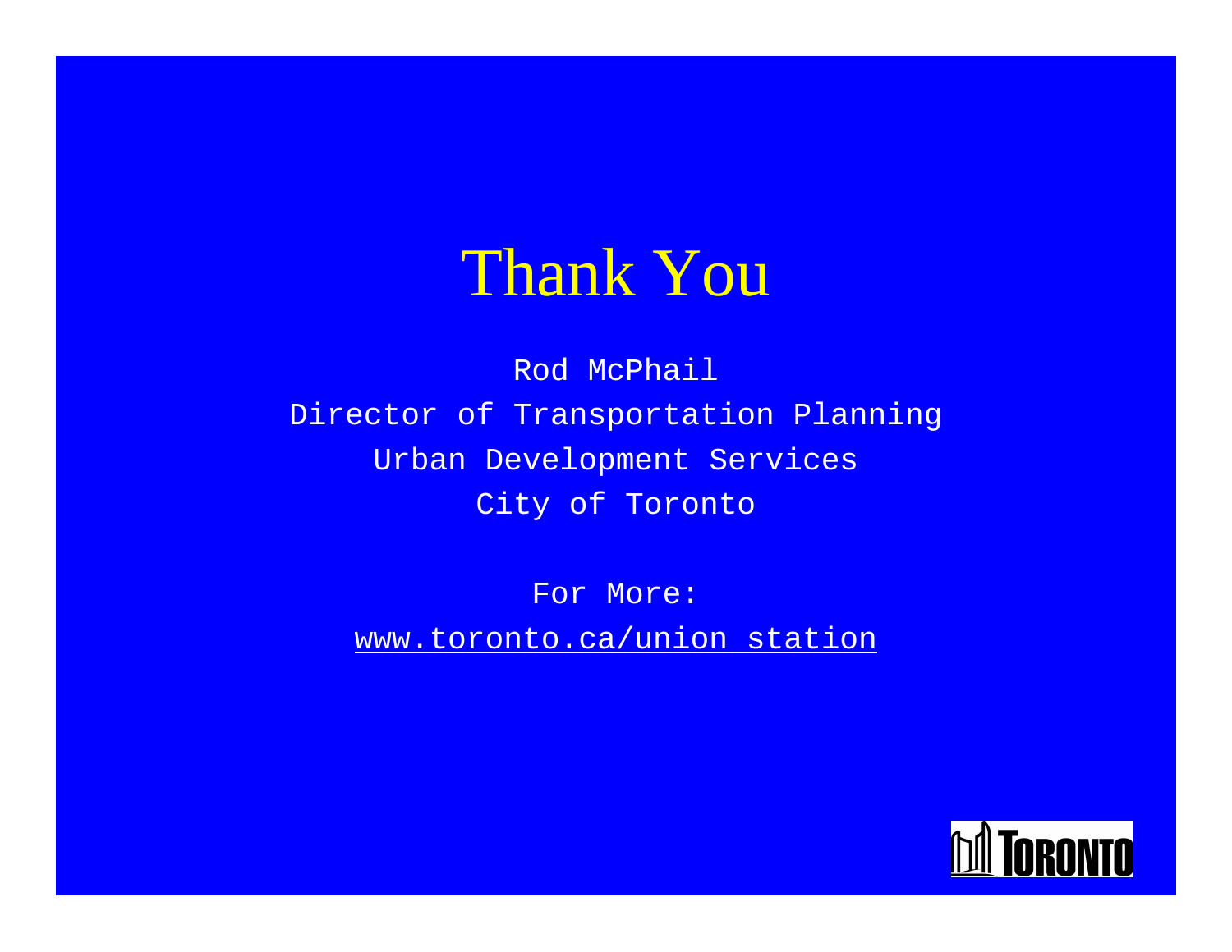# Thank You

Rod McPhail

Director of Transportation Planning

Urban Development Services

City of Toronto

For More:

www.toronto.ca/union station

TORONTO